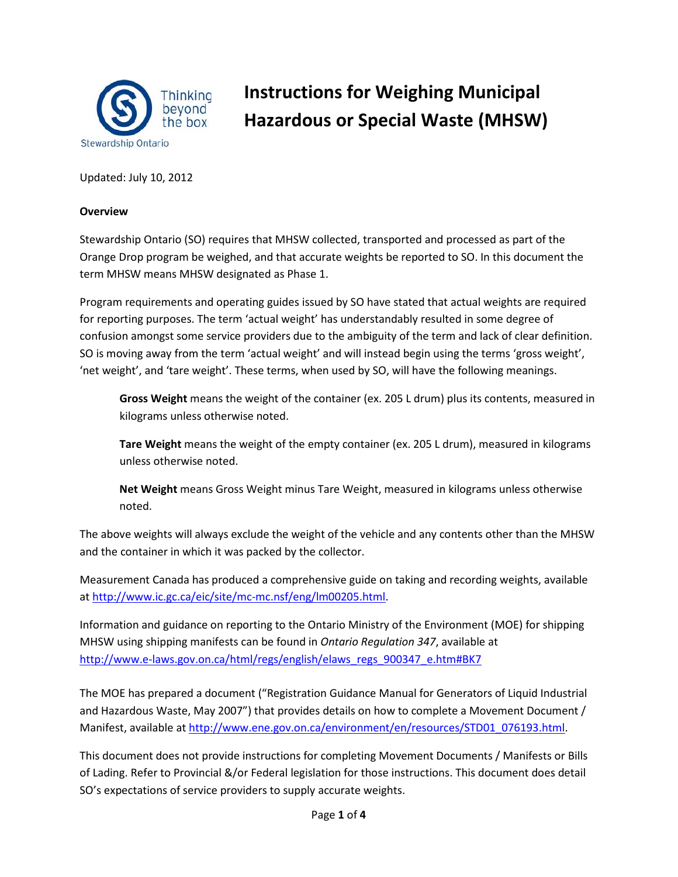# Instructions for Weighing Municipal Hazardous or Special Waste (MHSW)

Updated: July 10, 2012

**Overview**

Stewardship Ontario (SO) requires that MHSW collected, transported and processed as part of the Orange Drop program be weighed, and that accurate weights be reported to SO. In this document the term MHSW means MHSW designated as Phase 1.

Program requirements and operating guides issued by SO have stated that actual weights are required for reporting purposes. The term 'actual weight' has understandably resulted in some degree of confusion amongst some service providers due to the ambiguity of the term and lack of clear definition. SO is moving away from the term 'actual weight' and will instead begin using the terms 'gross weight', 'net weight', and 'tare weight'. These terms, when used by SO, will have the following meanings.

> **Gross Weight** means the weight of the container (ex. 205 L drum) plus its contents, measured in kilograms unless otherwise noted.
>
> **Tare Weight** means the weight of the empty container (ex. 205 L drum), measured in kilograms unless otherwise noted.
>
> **Net Weight** means Gross Weight minus Tare Weight, measured in kilograms unless otherwise noted.

The above weights will always exclude the weight of the vehicle and any contents other than the MHSW and the container in which it was packed by the collector.

Measurement Canada has produced a comprehensive guide on taking and recording weights, available at [http://www.ic.gc.ca/eic/site/mc-mc.nsf/eng/lm00205.html](http://www.ic.gc.ca/eic/site/mc-mc.nsf/eng/lm00205.html).

Information and guidance on reporting to the Ontario Ministry of the Environment (MOE) for shipping MHSW using shipping manifests can be found in *Ontario Regulation 347*, available at [http://www.e-laws.gov.on.ca/html/regs/english/elaws_regs_900347_e.htm#BK7](http://www.e-laws.gov.on.ca/html/regs/english/elaws_regs_900347_e.htm#BK7)

The MOE has prepared a document ("Registration Guidance Manual for Generators of Liquid Industrial and Hazardous Waste, May 2007") that provides details on how to complete a Movement Document / Manifest, available at [http://www.ene.gov.on.ca/environment/en/resources/STD01_076193.html](http://www.ene.gov.on.ca/environment/en/resources/STD01_076193.html).

This document does not provide instructions for completing Movement Documents / Manifests or Bills of Lading. Refer to Provincial &/or Federal legislation for those instructions. This document does detail SO's expectations of service providers to supply accurate weights.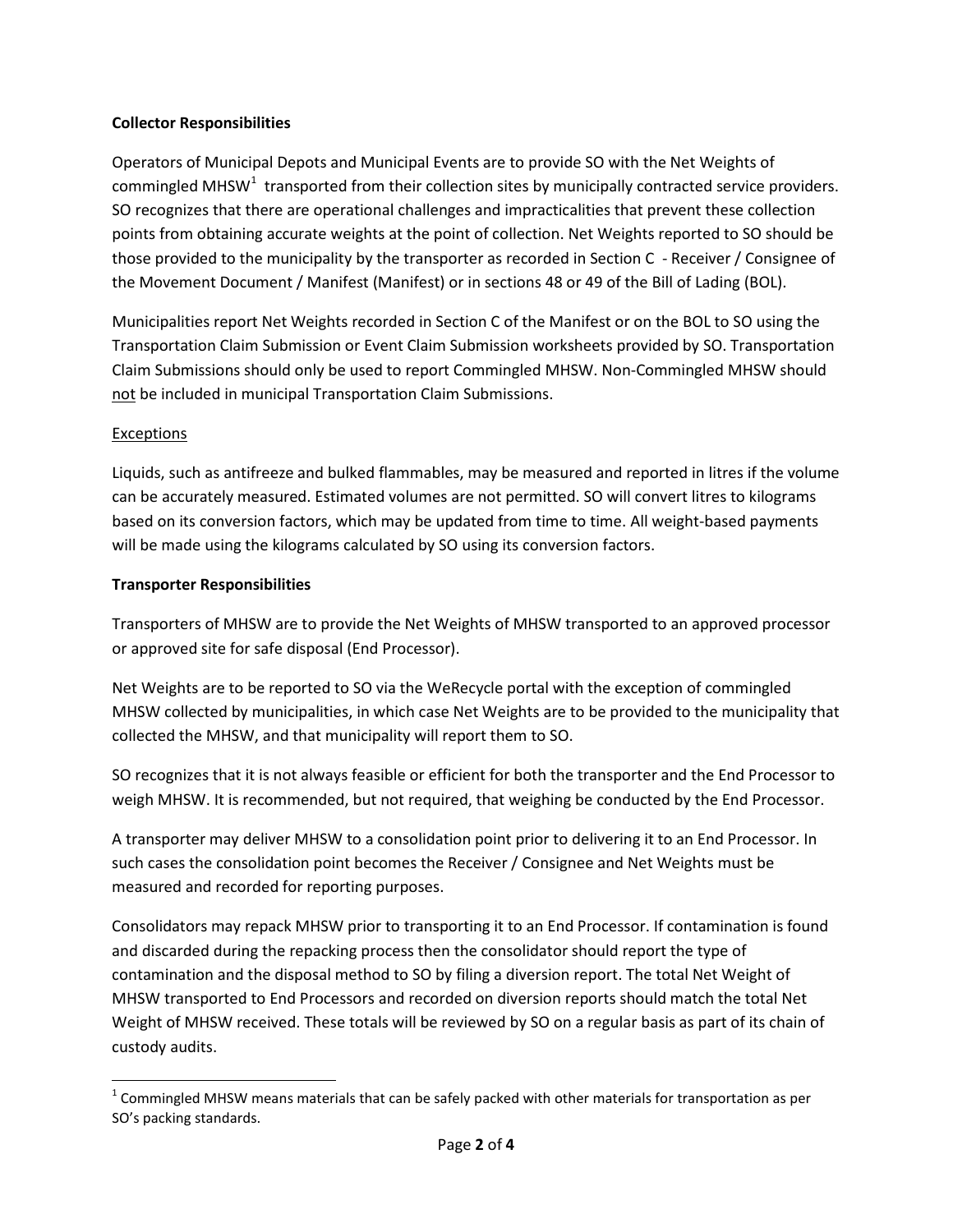**Collector Responsibilities**

Operators of Municipal Depots and Municipal Events are to provide SO with the Net Weights of commingled MHSW[1] transported from their collection sites by municipally contracted service providers. SO recognizes that there are operational challenges and impracticalities that prevent these collection points from obtaining accurate weights at the point of collection. Net Weights reported to SO should be those provided to the municipality by the transporter as recorded in Section C - Receiver / Consignee of the Movement Document / Manifest (Manifest) or in sections 48 or 49 of the Bill of Lading (BOL).

Municipalities report Net Weights recorded in Section C of the Manifest or on the BOL to SO using the Transportation Claim Submission or Event Claim Submission worksheets provided by SO. Transportation Claim Submissions should only be used to report Commingled MHSW. Non-Commingled MHSW should <u>not</u> be included in municipal Transportation Claim Submissions.

<u>Exceptions</u>

Liquids, such as antifreeze and bulked flammables, may be measured and reported in litres if the volume can be accurately measured. Estimated volumes are not permitted. SO will convert litres to kilograms based on its conversion factors, which may be updated from time to time. All weight-based payments will be made using the kilograms calculated by SO using its conversion factors.

**Transporter Responsibilities**

Transporters of MHSW are to provide the Net Weights of MHSW transported to an approved processor or approved site for safe disposal (End Processor).

Net Weights are to be reported to SO via the WeRecycle portal with the exception of commingled MHSW collected by municipalities, in which case Net Weights are to be provided to the municipality that collected the MHSW, and that municipality will report them to SO.

SO recognizes that it is not always feasible or efficient for both the transporter and the End Processor to weigh MHSW. It is recommended, but not required, that weighing be conducted by the End Processor.

A transporter may deliver MHSW to a consolidation point prior to delivering it to an End Processor. In such cases the consolidation point becomes the Receiver / Consignee and Net Weights must be measured and recorded for reporting purposes.

Consolidators may repack MHSW prior to transporting it to an End Processor. If contamination is found and discarded during the repacking process then the consolidator should report the type of contamination and the disposal method to SO by filing a diversion report. The total Net Weight of MHSW transported to End Processors and recorded on diversion reports should match the total Net Weight of MHSW received. These totals will be reviewed by SO on a regular basis as part of its chain of custody audits.

[1] Commingled MHSW means materials that can be safely packed with other materials for transportation as per SO's packing standards.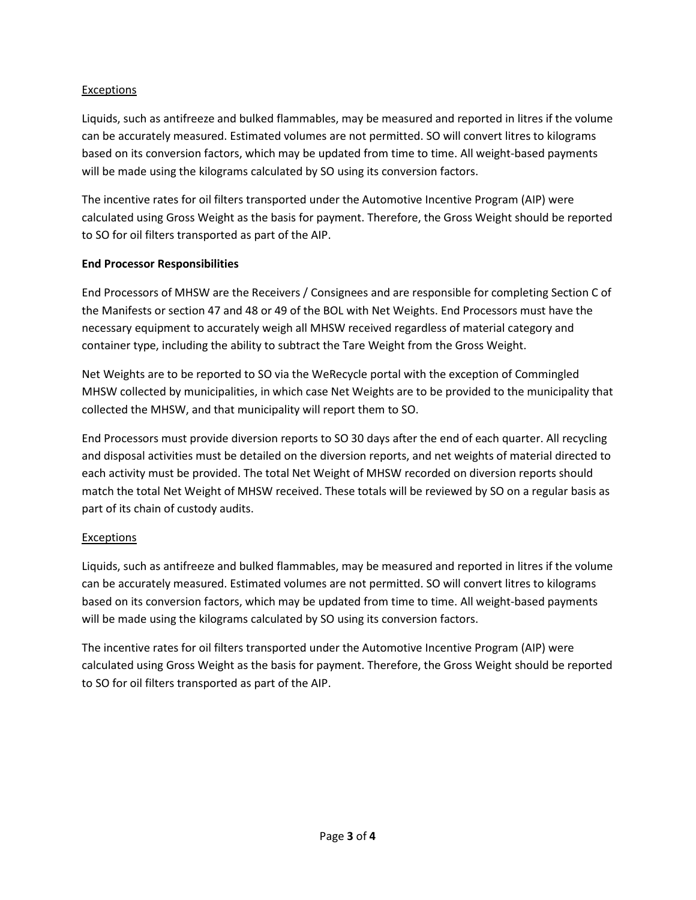<u>Exceptions</u>

Liquids, such as antifreeze and bulked flammables, may be measured and reported in litres if the volume can be accurately measured. Estimated volumes are not permitted. SO will convert litres to kilograms based on its conversion factors, which may be updated from time to time. All weight-based payments will be made using the kilograms calculated by SO using its conversion factors.

The incentive rates for oil filters transported under the Automotive Incentive Program (AIP) were calculated using Gross Weight as the basis for payment. Therefore, the Gross Weight should be reported to SO for oil filters transported as part of the AIP.

**End Processor Responsibilities**

End Processors of MHSW are the Receivers / Consignees and are responsible for completing Section C of the Manifests or section 47 and 48 or 49 of the BOL with Net Weights. End Processors must have the necessary equipment to accurately weigh all MHSW received regardless of material category and container type, including the ability to subtract the Tare Weight from the Gross Weight.

Net Weights are to be reported to SO via the WeRecycle portal with the exception of Commingled MHSW collected by municipalities, in which case Net Weights are to be provided to the municipality that collected the MHSW, and that municipality will report them to SO.

End Processors must provide diversion reports to SO 30 days after the end of each quarter. All recycling and disposal activities must be detailed on the diversion reports, and net weights of material directed to each activity must be provided. The total Net Weight of MHSW recorded on diversion reports should match the total Net Weight of MHSW received. These totals will be reviewed by SO on a regular basis as part of its chain of custody audits.

<u>Exceptions</u>

Liquids, such as antifreeze and bulked flammables, may be measured and reported in litres if the volume can be accurately measured. Estimated volumes are not permitted. SO will convert litres to kilograms based on its conversion factors, which may be updated from time to time. All weight-based payments will be made using the kilograms calculated by SO using its conversion factors.

The incentive rates for oil filters transported under the Automotive Incentive Program (AIP) were calculated using Gross Weight as the basis for payment. Therefore, the Gross Weight should be reported to SO for oil filters transported as part of the AIP.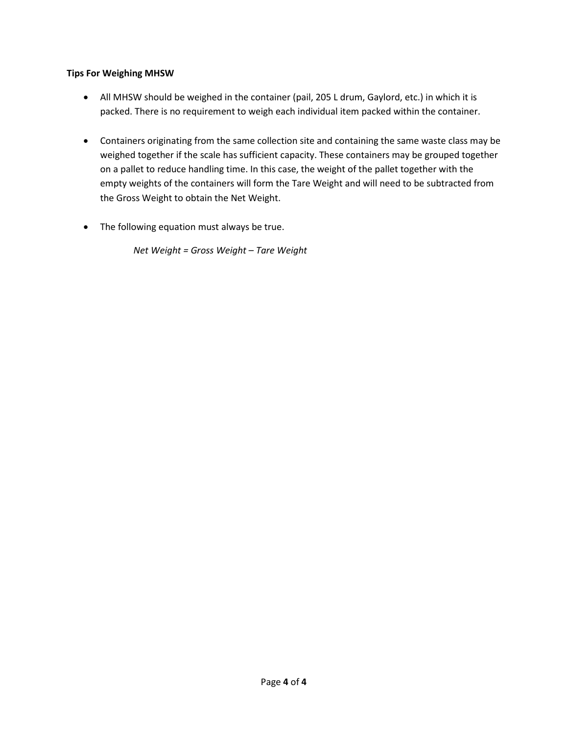**Tips For Weighing MHSW**

- All MHSW should be weighed in the container (pail, 205 L drum, Gaylord, etc.) in which it is packed. There is no requirement to weigh each individual item packed within the container.

- Containers originating from the same collection site and containing the same waste class may be weighed together if the scale has sufficient capacity. These containers may be grouped together on a pallet to reduce handling time. In this case, the weight of the pallet together with the empty weights of the containers will form the Tare Weight and will need to be subtracted from the Gross Weight to obtain the Net Weight.

- The following equation must always be true.

  *Net Weight = Gross Weight – Tare Weight*